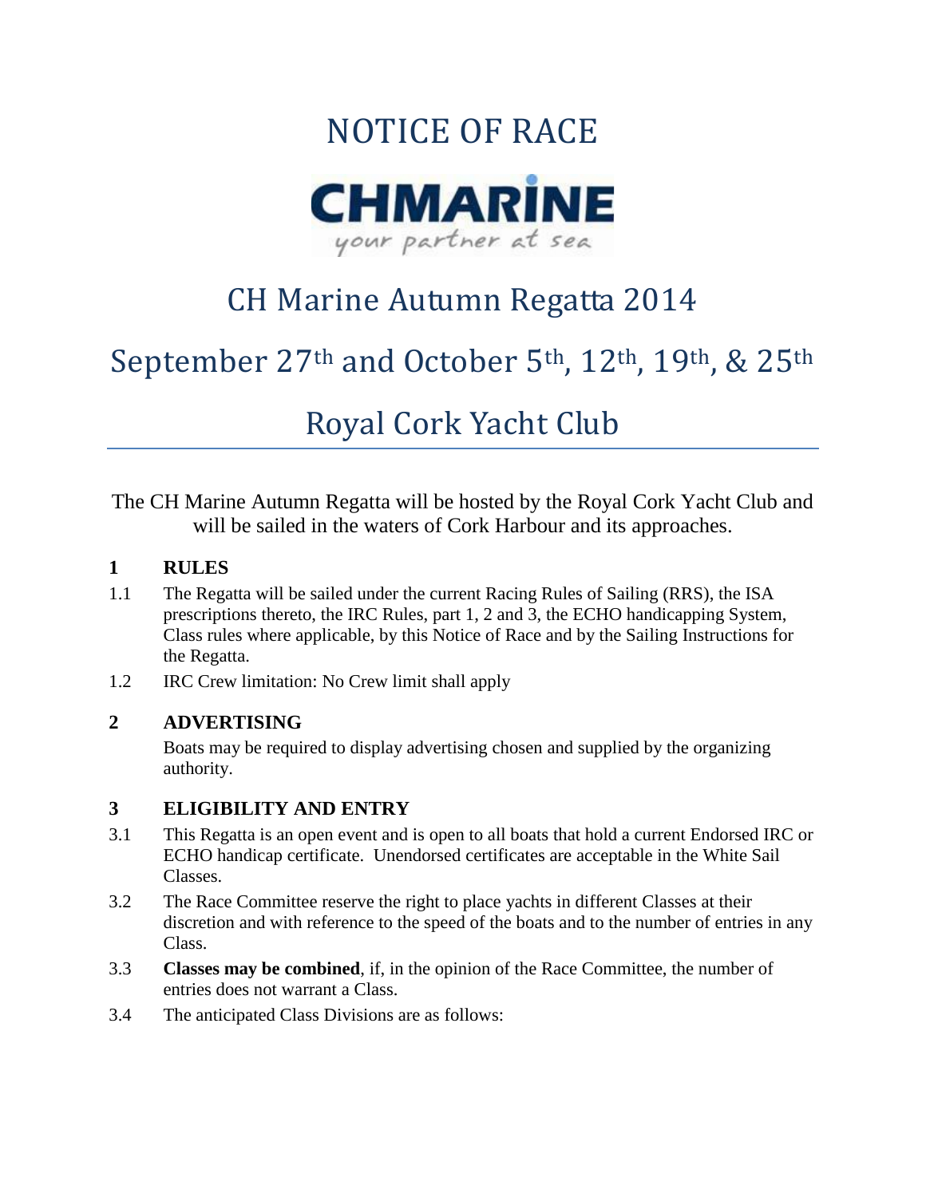# NOTICE OF RACE

CHMARINE

your partner at sea

## CH Marine Autumn Regatta 2014

## September 27th and October 5th, 12th, 19th, & 25th

## Royal Cork Yacht Club

The CH Marine Autumn Regatta will be hosted by the Royal Cork Yacht Club and will be sailed in the waters of Cork Harbour and its approaches.

### 1 RULES

1.1 The Regatta will be sailed under the current Racing Rules of Sailing (RRS), the ISA prescriptions thereto, the IRC Rules, part 1, 2 and 3, the ECHO handicapping System, Class rules where applicable, by this Notice of Race and by the Sailing Instructions for the Regatta.

1.2 IRC Crew limitation: No Crew limit shall apply

### 2 ADVERTISING

Boats may be required to display advertising chosen and supplied by the organizing authority.

### 3 ELIGIBILITY AND ENTRY

3.1 This Regatta is an open event and is open to all boats that hold a current Endorsed IRC or ECHO handicap certificate. Unendorsed certificates are acceptable in the White Sail Classes.

3.2 The Race Committee reserve the right to place yachts in different Classes at their discretion and with reference to the speed of the boats and to the number of entries in any Class.

3.3 **Classes may be combined**, if, in the opinion of the Race Committee, the number of entries does not warrant a Class.

3.4 The anticipated Class Divisions are as follows: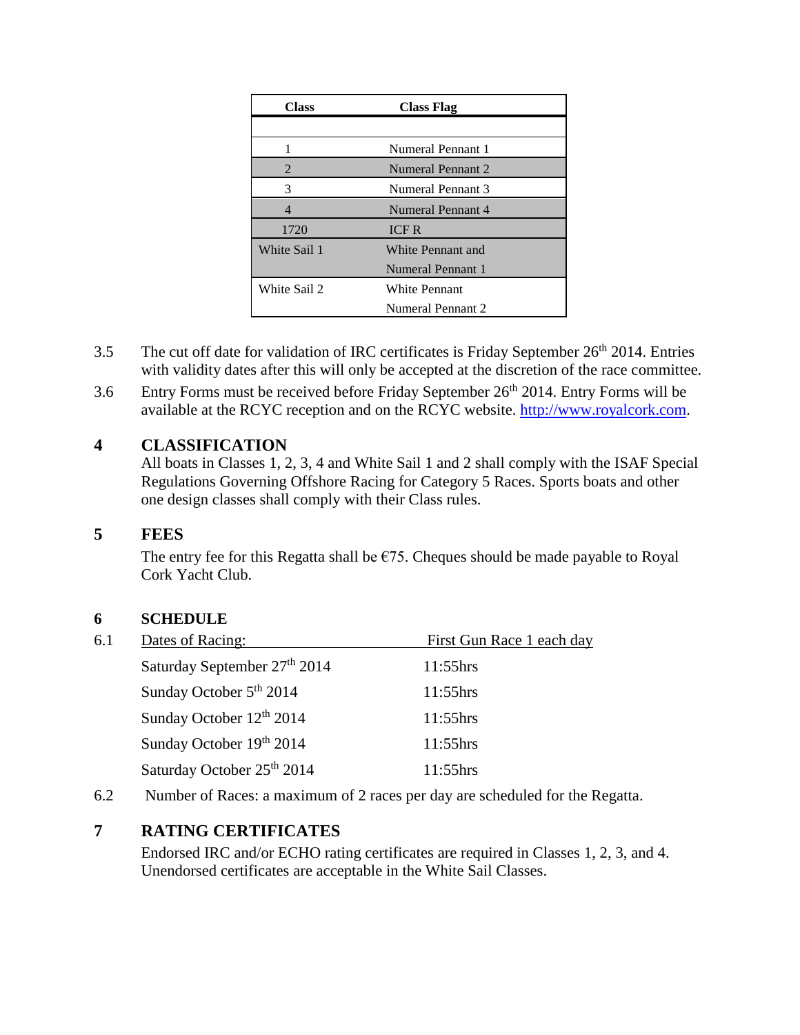| Class | Class Flag |
|---|---|
| | |
| 1 | Numeral Pennant 1 |
| 2 | Numeral Pennant 2 |
| 3 | Numeral Pennant 3 |
| 4 | Numeral Pennant 4 |
| 1720 | ICF R |
| White Sail 1 | White Pennant and Numeral Pennant 1 |
| White Sail 2 | White Pennant Numeral Pennant 2 |

3.5 The cut off date for validation of IRC certificates is Friday September 26th 2014. Entries with validity dates after this will only be accepted at the discretion of the race committee.

3.6 Entry Forms must be received before Friday September 26th 2014. Entry Forms will be available at the RCYC reception and on the RCYC website. http://www.royalcork.com.

## 4 CLASSIFICATION

All boats in Classes 1, 2, 3, 4 and White Sail 1 and 2 shall comply with the ISAF Special Regulations Governing Offshore Racing for Category 5 Races. Sports boats and other one design classes shall comply with their Class rules.

## 5 FEES

The entry fee for this Regatta shall be €75. Cheques should be made payable to Royal Cork Yacht Club.

## 6 SCHEDULE

6.1

| Dates of Racing: | First Gun Race 1 each day |
|---|---|
| Saturday September 27th 2014 | 11:55hrs |
| Sunday October 5th 2014 | 11:55hrs |
| Sunday October 12th 2014 | 11:55hrs |
| Sunday October 19th 2014 | 11:55hrs |
| Saturday October 25th 2014 | 11:55hrs |

6.2 Number of Races: a maximum of 2 races per day are scheduled for the Regatta.

## 7 RATING CERTIFICATES

Endorsed IRC and/or ECHO rating certificates are required in Classes 1, 2, 3, and 4. Unendorsed certificates are acceptable in the White Sail Classes.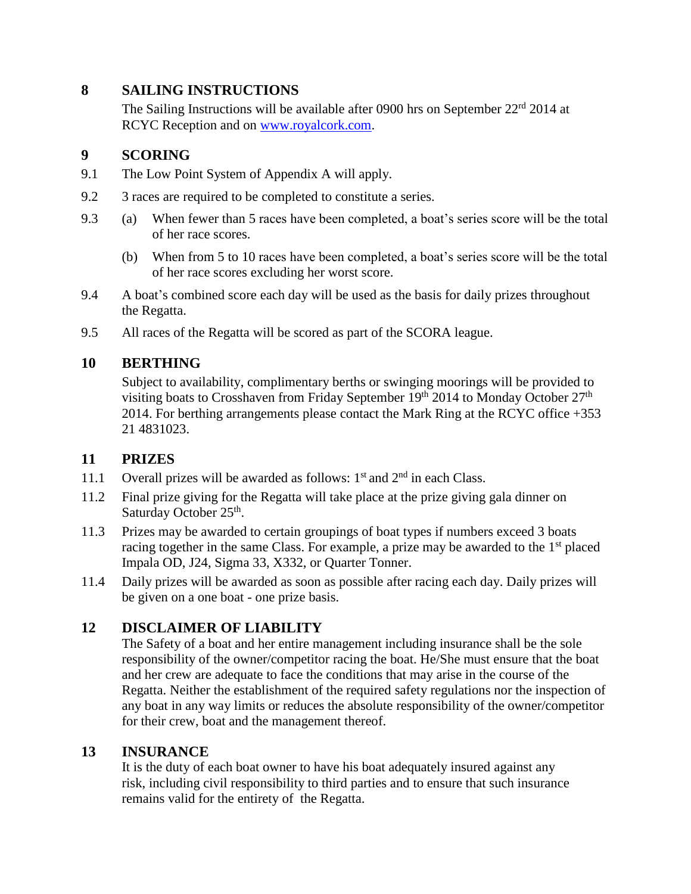## 8 SAILING INSTRUCTIONS

The Sailing Instructions will be available after 0900 hrs on September 22rd 2014 at RCYC Reception and on www.royalcork.com.

## 9 SCORING

9.1 The Low Point System of Appendix A will apply.

9.2 3 races are required to be completed to constitute a series.

9.3 (a) When fewer than 5 races have been completed, a boat's series score will be the total of her race scores.

(b) When from 5 to 10 races have been completed, a boat's series score will be the total of her race scores excluding her worst score.

9.4 A boat's combined score each day will be used as the basis for daily prizes throughout the Regatta.

9.5 All races of the Regatta will be scored as part of the SCORA league.

## 10 BERTHING

Subject to availability, complimentary berths or swinging moorings will be provided to visiting boats to Crosshaven from Friday September 19th 2014 to Monday October 27th 2014. For berthing arrangements please contact the Mark Ring at the RCYC office +353 21 4831023.

## 11 PRIZES

11.1 Overall prizes will be awarded as follows: 1st and 2nd in each Class.

11.2 Final prize giving for the Regatta will take place at the prize giving gala dinner on Saturday October 25th.

11.3 Prizes may be awarded to certain groupings of boat types if numbers exceed 3 boats racing together in the same Class. For example, a prize may be awarded to the 1st placed Impala OD, J24, Sigma 33, X332, or Quarter Tonner.

11.4 Daily prizes will be awarded as soon as possible after racing each day. Daily prizes will be given on a one boat - one prize basis.

## 12 DISCLAIMER OF LIABILITY

The Safety of a boat and her entire management including insurance shall be the sole responsibility of the owner/competitor racing the boat. He/She must ensure that the boat and her crew are adequate to face the conditions that may arise in the course of the Regatta. Neither the establishment of the required safety regulations nor the inspection of any boat in any way limits or reduces the absolute responsibility of the owner/competitor for their crew, boat and the management thereof.

## 13 INSURANCE

It is the duty of each boat owner to have his boat adequately insured against any risk, including civil responsibility to third parties and to ensure that such insurance remains valid for the entirety of the Regatta.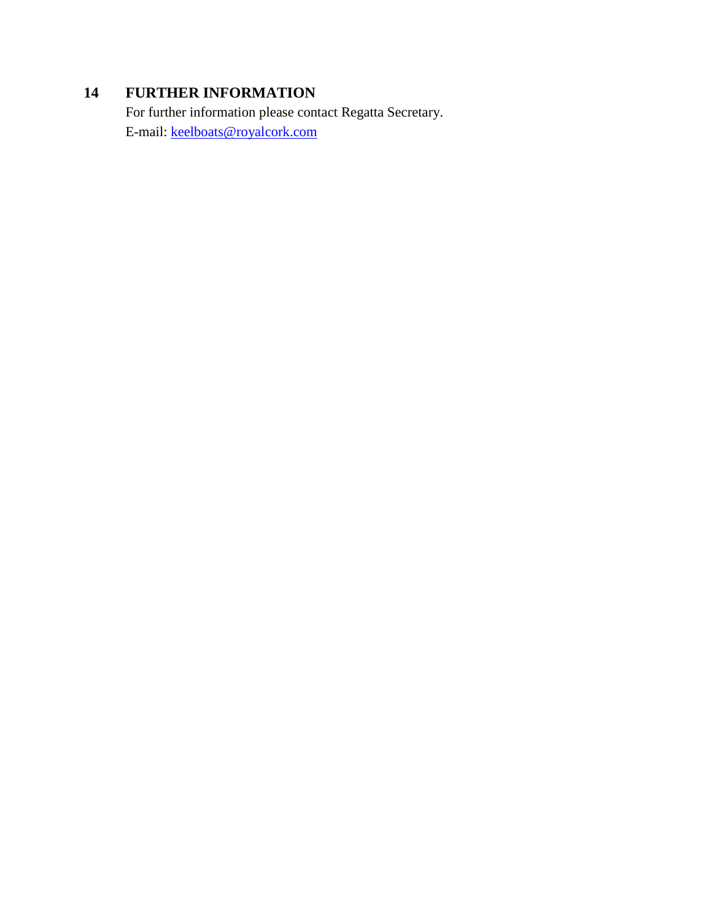## 14 FURTHER INFORMATION

For further information please contact Regatta Secretary.
E-mail: keelboats@royalcork.com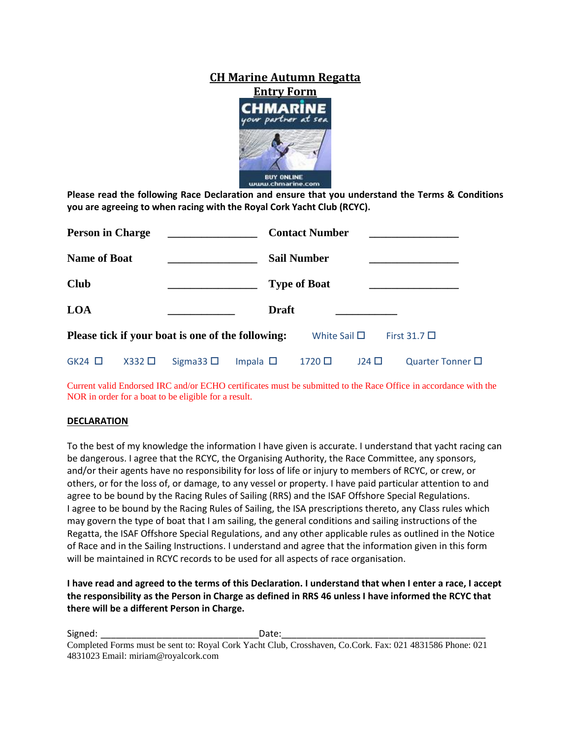# CH Marine Autumn Regatta

## Entry Form

**Please read the following Race Declaration and ensure that you understand the Terms & Conditions you are agreeing to when racing with the Royal Cork Yacht Club (RCYC).**

| | | | |
|---|---|---|---|
| **Person in Charge** | ________________ | **Contact Number** | ________________ |
| **Name of Boat** | ________________ | **Sail Number** | ________________ |
| **Club** | ________________ | **Type of Boat** | ________________ |
| **LOA** | ____________ | **Draft** | ___________ |

**Please tick if your boat is one of the following:** White Sail ☐ First 31.7 ☐

GK24 ☐ X332 ☐ Sigma33 ☐ Impala ☐ 1720 ☐ J24 ☐ Quarter Tonner ☐

Current valid Endorsed IRC and/or ECHO certificates must be submitted to the Race Office in accordance with the NOR in order for a boat to be eligible for a result.

**DECLARATION**

To the best of my knowledge the information I have given is accurate. I understand that yacht racing can be dangerous. I agree that the RCYC, the Organising Authority, the Race Committee, any sponsors, and/or their agents have no responsibility for loss of life or injury to members of RCYC, or crew, or others, or for the loss of, or damage, to any vessel or property. I have paid particular attention to and agree to be bound by the Racing Rules of Sailing (RRS) and the ISAF Offshore Special Regulations. I agree to be bound by the Racing Rules of Sailing, the ISA prescriptions thereto, any Class rules which may govern the type of boat that I am sailing, the general conditions and sailing instructions of the Regatta, the ISAF Offshore Special Regulations, and any other applicable rules as outlined in the Notice of Race and in the Sailing Instructions. I understand and agree that the information given in this form will be maintained in RCYC records to be used for all aspects of race organisation.

**I have read and agreed to the terms of this Declaration. I understand that when I enter a race, I accept the responsibility as the Person in Charge as defined in RRS 46 unless I have informed the RCYC that there will be a different Person in Charge.**

Signed: _______________________________Date:________________________________________

Completed Forms must be sent to: Royal Cork Yacht Club, Crosshaven, Co.Cork. Fax: 021 4831586 Phone: 021 4831023 Email: miriam@royalcork.com